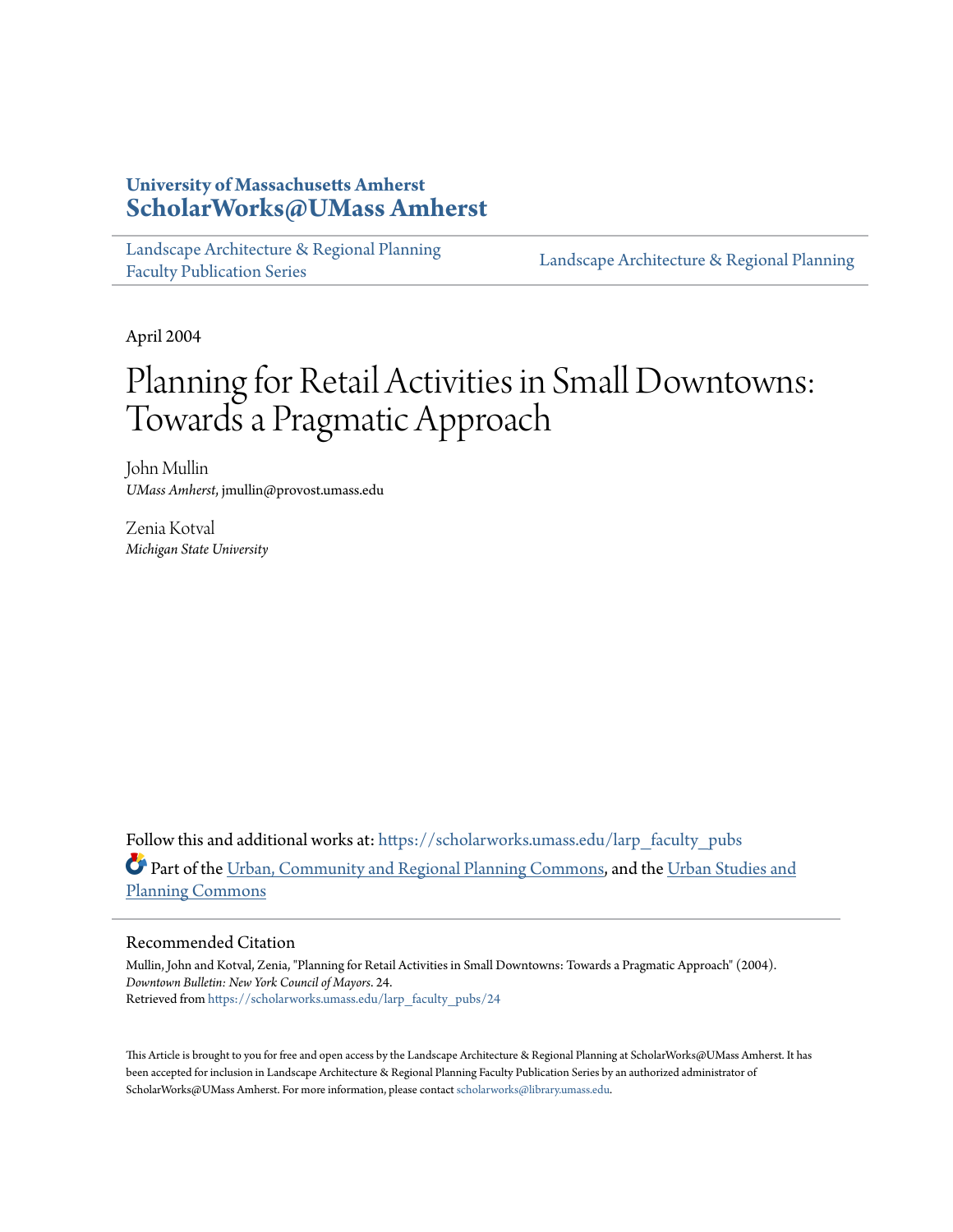University of Massachusetts Amherst
**ScholarWorks@UMass Amherst**

Landscape Architecture & Regional Planning Faculty Publication Series | Landscape Architecture & Regional Planning

April 2004

# Planning for Retail Activities in Small Downtowns: Towards a Pragmatic Approach

John Mullin
*UMass Amherst*, jmullin@provost.umass.edu

Zenia Kotval
*Michigan State University*

Follow this and additional works at: https://scholarworks.umass.edu/larp_faculty_pubs

Part of the Urban, Community and Regional Planning Commons, and the Urban Studies and Planning Commons

## Recommended Citation

Mullin, John and Kotval, Zenia, "Planning for Retail Activities in Small Downtowns: Towards a Pragmatic Approach" (2004). *Downtown Bulletin: New York Council of Mayors*. 24.
Retrieved from https://scholarworks.umass.edu/larp_faculty_pubs/24

This Article is brought to you for free and open access by the Landscape Architecture & Regional Planning at ScholarWorks@UMass Amherst. It has been accepted for inclusion in Landscape Architecture & Regional Planning Faculty Publication Series by an authorized administrator of ScholarWorks@UMass Amherst. For more information, please contact scholarworks@library.umass.edu.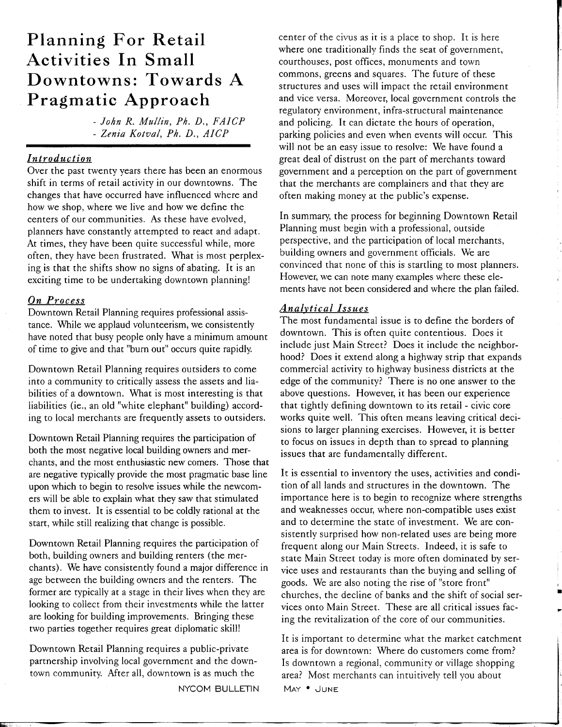# Planning For Retail Activities In Small Downtowns: Towards A Pragmatic Approach

*- John R. Mullin, Ph. D., FAICP*
*- Zenia Kotval, Ph. D., AICP*

## *Introduction*

Over the past twenty years there has been an enormous shift in terms of retail activity in our downtowns. The changes that have occurred have influenced where and how we shop, where we live and how we define the centers of our communities. As these have evolved, planners have constantly attempted to react and adapt. At times, they have been quite successful while, more often, they have been frustrated. What is most perplexing is that the shifts show no signs of abating. It is an exciting time to be undertaking downtown planning!

## *On Process*

Downtown Retail Planning requires professional assistance. While we applaud volunteerism, we consistently have noted that busy people only have a minimum amount of time to give and that "burn out" occurs quite rapidly.

Downtown Retail Planning requires outsiders to come into a community to critically assess the assets and liabilities of a downtown. What is most interesting is that liabilities (ie., an old "white elephant" building) according to local merchants are frequently assets to outsiders.

Downtown Retail Planning requires the participation of both the most negative local building owners and merchants, and the most enthusiastic new comers. Those that are negative typically provide the most pragmatic base line upon which to begin to resolve issues while the newcomers will be able to explain what they saw that stimulated them to invest. It is essential to be coldly rational at the start, while still realizing that change is possible.

Downtown Retail Planning requires the participation of both, building owners and building renters (the merchants). We have consistently found a major difference in age between the building owners and the renters. The former are typically at a stage in their lives when they are looking to collect from their investments while the latter are looking for building improvements. Bringing these two parties together requires great diplomatic skill!

Downtown Retail Planning requires a public-private partnership involving local government and the downtown community. After all, downtown is as much the center of the civus as it is a place to shop. It is here where one traditionally finds the seat of government, courthouses, post offices, monuments and town commons, greens and squares. The future of these structures and uses will impact the retail environment and vice versa. Moreover, local government controls the regulatory environment, infra-structural maintenance and policing. It can dictate the hours of operation, parking policies and even when events will occur. This will not be an easy issue to resolve: We have found a great deal of distrust on the part of merchants toward government and a perception on the part of government that the merchants are complainers and that they are often making money at the public's expense.

In summary, the process for beginning Downtown Retail Planning must begin with a professional, outside perspective, and the participation of local merchants, building owners and government officials. We are convinced that none of this is startling to most planners. However, we can note many examples where these elements have not been considered and where the plan failed.

## *Analytical Issues*

The most fundamental issue is to define the borders of downtown. This is often quite contentious. Does it include just Main Street? Does it include the neighborhood? Does it extend along a highway strip that expands commercial activity to highway business districts at the edge of the community? There is no one answer to the above questions. However, it has been our experience that tightly defining downtown to its retail - civic core works quite well. This often means leaving critical decisions to larger planning exercises. However, it is better to focus on issues in depth than to spread to planning issues that are fundamentally different.

It is essential to inventory the uses, activities and condition of all lands and structures in the downtown. The importance here is to begin to recognize where strengths and weaknesses occur, where non-compatible uses exist and to determine the state of investment. We are consistently surprised how non-related uses are being more frequent along our Main Streets. Indeed, it is safe to state Main Street today is more often dominated by service uses and restaurants than the buying and selling of goods. We are also noting the rise of "store front" churches, the decline of banks and the shift of social services onto Main Street. These are all critical issues facing the revitalization of the core of our communities.

It is important to determine what the market catchment area is for downtown: Where do customers come from? Is downtown a regional, community or village shopping area? Most merchants can intuitively tell you about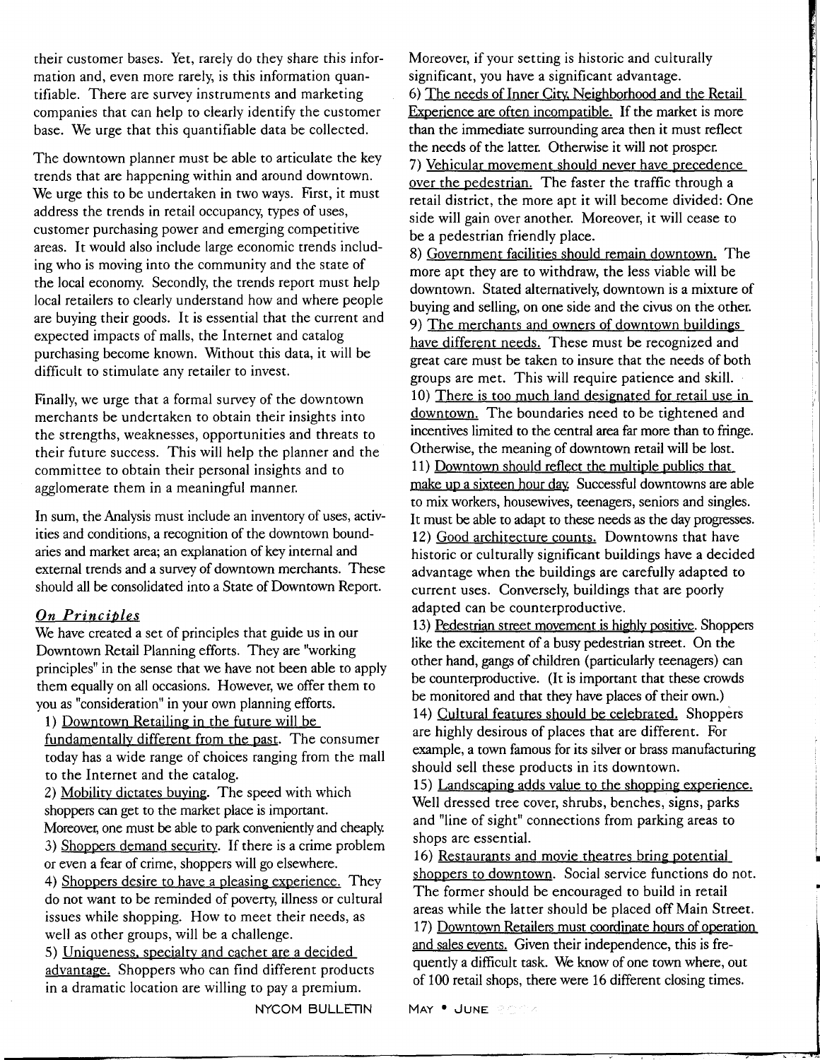their customer bases. Yet, rarely do they share this information and, even more rarely, is this information quantifiable. There are survey instruments and marketing companies that can help to clearly identify the customer base. We urge that this quantifiable data be collected.

The downtown planner must be able to articulate the key trends that are happening within and around downtown. We urge this to be undertaken in two ways. First, it must address the trends in retail occupancy, types of uses, customer purchasing power and emerging competitive areas. It would also include large economic trends including who is moving into the community and the state of the local economy. Secondly, the trends report must help local retailers to clearly understand how and where people are buying their goods. It is essential that the current and expected impacts of malls, the Internet and catalog purchasing become known. Without this data, it will be difficult to stimulate any retailer to invest.

Finally, we urge that a formal survey of the downtown merchants be undertaken to obtain their insights into the strengths, weaknesses, opportunities and threats to their future success. This will help the planner and the committee to obtain their personal insights and to agglomerate them in a meaningful manner.

In sum, the Analysis must include an inventory of uses, activities and conditions, a recognition of the downtown boundaries and market area; an explanation of key internal and external trends and a survey of downtown merchants. These should all be consolidated into a State of Downtown Report.

### *On Principles*

We have created a set of principles that guide us in our Downtown Retail Planning efforts. They are "working principles" in the sense that we have not been able to apply them equally on all occasions. However, we offer them to you as "consideration" in your own planning efforts.

1) Downtown Retailing in the future will be fundamentally different from the past. The consumer today has a wide range of choices ranging from the mall to the Internet and the catalog.

2) Mobility dictates buying. The speed with which shoppers can get to the market place is important. Moreover, one must be able to park conveniently and cheaply.

3) Shoppers demand security. If there is a crime problem or even a fear of crime, shoppers will go elsewhere.

4) Shoppers desire to have a pleasing experience. They do not want to be reminded of poverty, illness or cultural issues while shopping. How to meet their needs, as well as other groups, will be a challenge.

5) Uniqueness, specialty and cachet are a decided advantage. Shoppers who can find different products in a dramatic location are willing to pay a premium. Moreover, if your setting is historic and culturally significant, you have a significant advantage.

6) The needs of Inner City, Neighborhood and the Retail Experience are often incompatible. If the market is more than the immediate surrounding area then it must reflect the needs of the latter. Otherwise it will not prosper.

7) Vehicular movement should never have precedence over the pedestrian. The faster the traffic through a retail district, the more apt it will become divided: One side will gain over another. Moreover, it will cease to be a pedestrian friendly place.

8) Government facilities should remain downtown. The more apt they are to withdraw, the less viable will be downtown. Stated alternatively, downtown is a mixture of buying and selling, on one side and the civus on the other.

9) The merchants and owners of downtown buildings have different needs. These must be recognized and great care must be taken to insure that the needs of both groups are met. This will require patience and skill.

10) There is too much land designated for retail use in downtown. The boundaries need to be tightened and incentives limited to the central area far more than to fringe. Otherwise, the meaning of downtown retail will be lost.

11) Downtown should reflect the multiple publics that make up a sixteen hour day. Successful downtowns are able to mix workers, housewives, teenagers, seniors and singles. It must be able to adapt to these needs as the day progresses.

12) Good architecture counts. Downtowns that have historic or culturally significant buildings have a decided advantage when the buildings are carefully adapted to current uses. Conversely, buildings that are poorly adapted can be counterproductive.

13) Pedestrian street movement is highly positive. Shoppers like the excitement of a busy pedestrian street. On the other hand, gangs of children (particularly teenagers) can be counterproductive. (It is important that these crowds be monitored and that they have places of their own.)

14) Cultural features should be celebrated. Shoppers are highly desirous of places that are different. For example, a town famous for its silver or brass manufacturing should sell these products in its downtown.

15) Landscaping adds value to the shopping experience. Well dressed tree cover, shrubs, benches, signs, parks and "line of sight" connections from parking areas to shops are essential.

16) Restaurants and movie theatres bring potential shoppers to downtown. Social service functions do not. The former should be encouraged to build in retail areas while the latter should be placed off Main Street.

17) Downtown Retailers must coordinate hours of operation and sales events. Given their independence, this is frequently a difficult task. We know of one town where, out of 100 retail shops, there were 16 different closing times.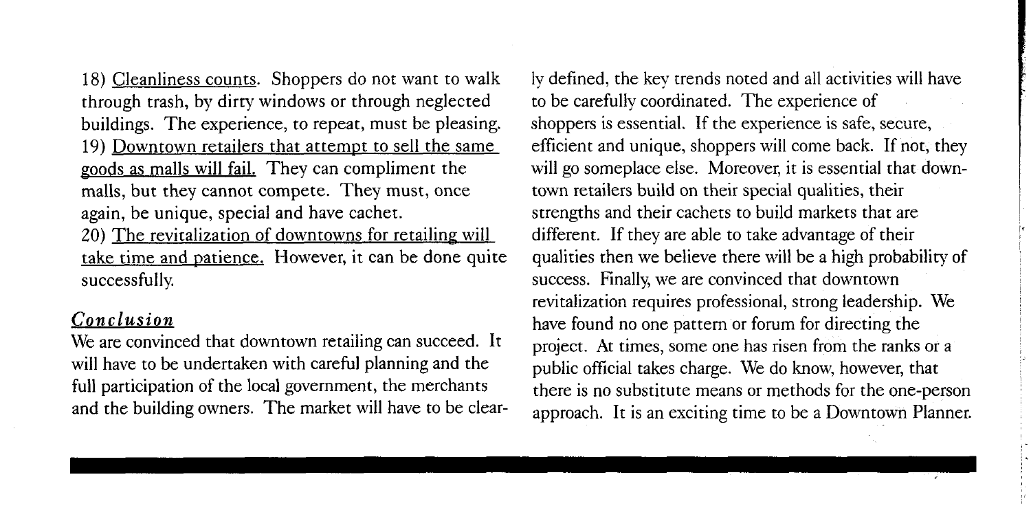18) <u>Cleanliness counts</u>. Shoppers do not want to walk through trash, by dirty windows or through neglected buildings. The experience, to repeat, must be pleasing.

19) <u>Downtown retailers that attempt to sell the same goods as malls will fail.</u> They can compliment the malls, but they cannot compete. They must, once again, be unique, special and have cachet.

20) <u>The revitalization of downtowns for retailing will take time and patience.</u> However, it can be done quite successfully.

## *Conclusion*

We are convinced that downtown retailing can succeed. It will have to be undertaken with careful planning and the full participation of the local government, the merchants and the building owners. The market will have to be clearly defined, the key trends noted and all activities will have to be carefully coordinated. The experience of shoppers is essential. If the experience is safe, secure, efficient and unique, shoppers will come back. If not, they will go someplace else. Moreover, it is essential that downtown retailers build on their special qualities, their strengths and their cachets to build markets that are different. If they are able to take advantage of their qualities then we believe there will be a high probability of success. Finally, we are convinced that downtown revitalization requires professional, strong leadership. We have found no one pattern or forum for directing the project. At times, some one has risen from the ranks or a public official takes charge. We do know, however, that there is no substitute means or methods for the one-person approach. It is an exciting time to be a Downtown Planner.